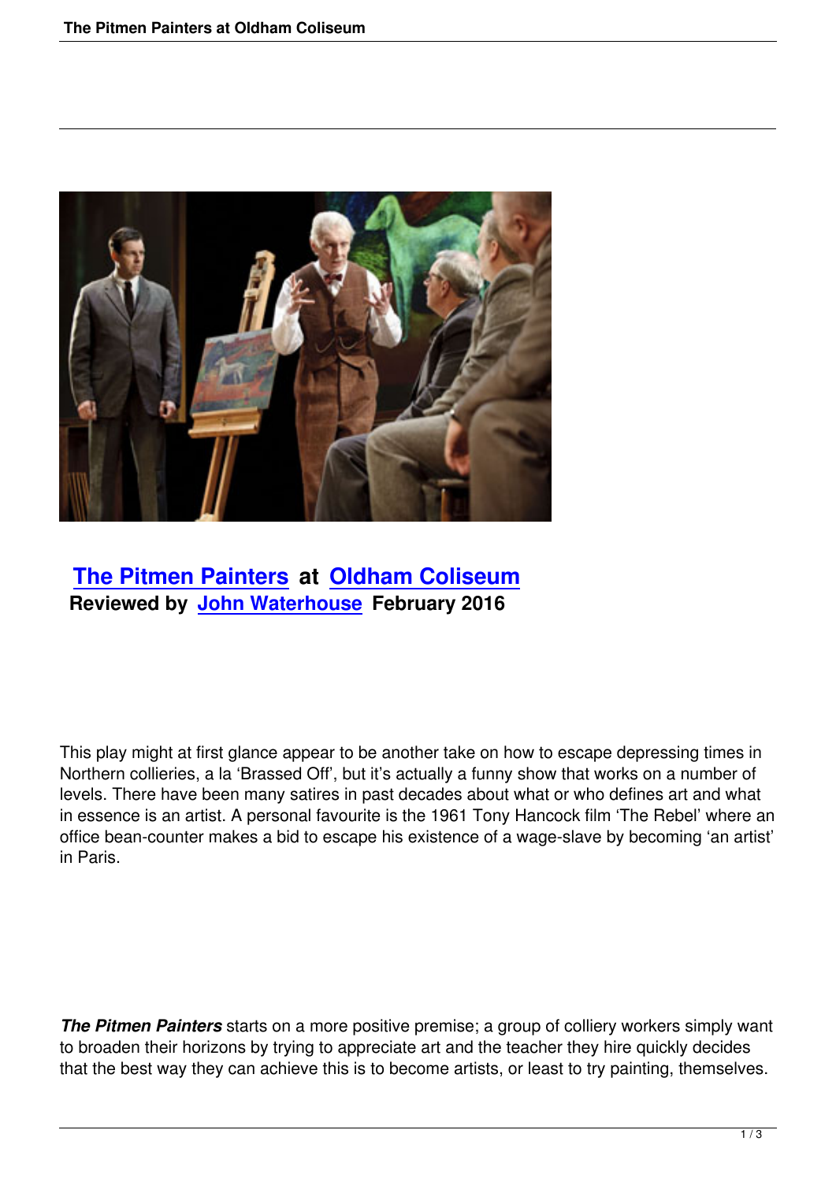## The Pitmen Painters at Oldham Coliseum

**Reviewed by John Waterhouse February 2016**

This play might at first glance appear to be another take on how to escape depressing times in Northern collieries, a la 'Brassed Off', but it's actually a funny show that works on a number of levels. There have been many satires in past decades about what or who defines art and what in essence is an artist. A personal favourite is the 1961 Tony Hancock film 'The Rebel' where an office bean-counter makes a bid to escape his existence of a wage-slave by becoming 'an artist' in Paris.

***The Pitmen Painters*** starts on a more positive premise; a group of colliery workers simply want to broaden their horizons by trying to appreciate art and the teacher they hire quickly decides that the best way they can achieve this is to become artists, or least to try painting, themselves.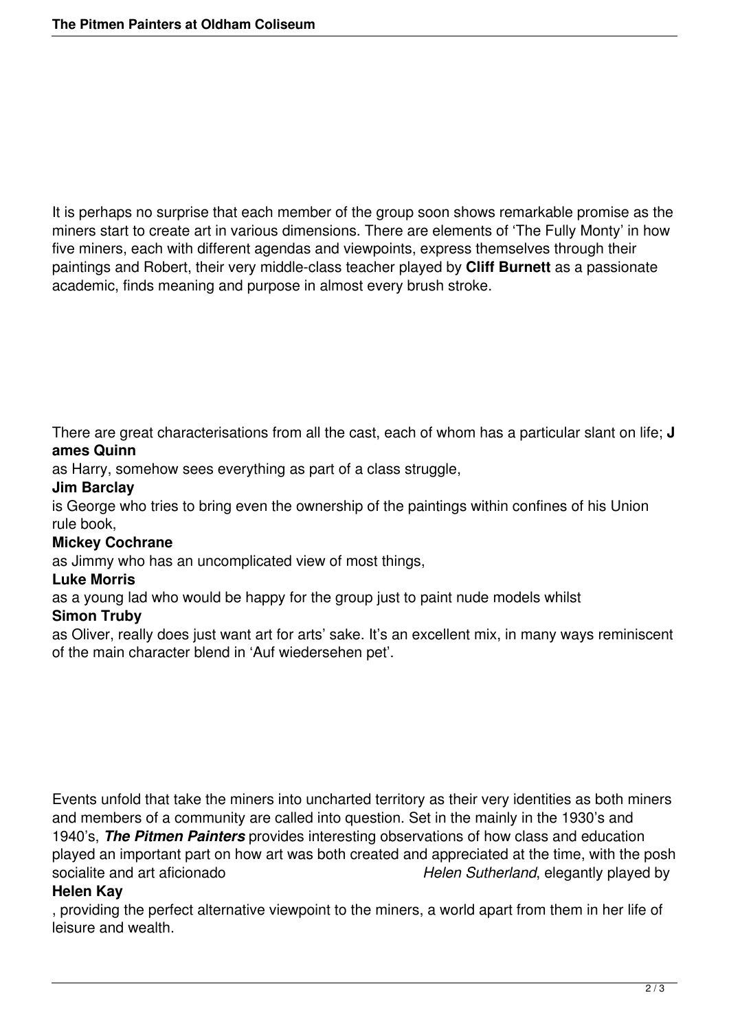It is perhaps no surprise that each member of the group soon shows remarkable promise as the miners start to create art in various dimensions. There are elements of 'The Fully Monty' in how five miners, each with different agendas and viewpoints, express themselves through their paintings and Robert, their very middle-class teacher played by **Cliff Burnett** as a passionate academic, finds meaning and purpose in almost every brush stroke.

There are great characterisations from all the cast, each of whom has a particular slant on life; **James Quinn** as Harry, somehow sees everything as part of a class struggle, **Jim Barclay** is George who tries to bring even the ownership of the paintings within confines of his Union rule book, **Mickey Cochrane** as Jimmy who has an uncomplicated view of most things, **Luke Morris** as a young lad who would be happy for the group just to paint nude models whilst **Simon Truby** as Oliver, really does just want art for arts' sake. It's an excellent mix, in many ways reminiscent of the main character blend in 'Auf wiedersehen pet'.

Events unfold that take the miners into uncharted territory as their very identities as both miners and members of a community are called into question. Set in the mainly in the 1930's and 1940's, ***The Pitmen Painters*** provides interesting observations of how class and education played an important part on how art was both created and appreciated at the time, with the posh socialite and art aficionado *Helen Sutherland*, elegantly played by **Helen Kay**, providing the perfect alternative viewpoint to the miners, a world apart from them in her life of leisure and wealth.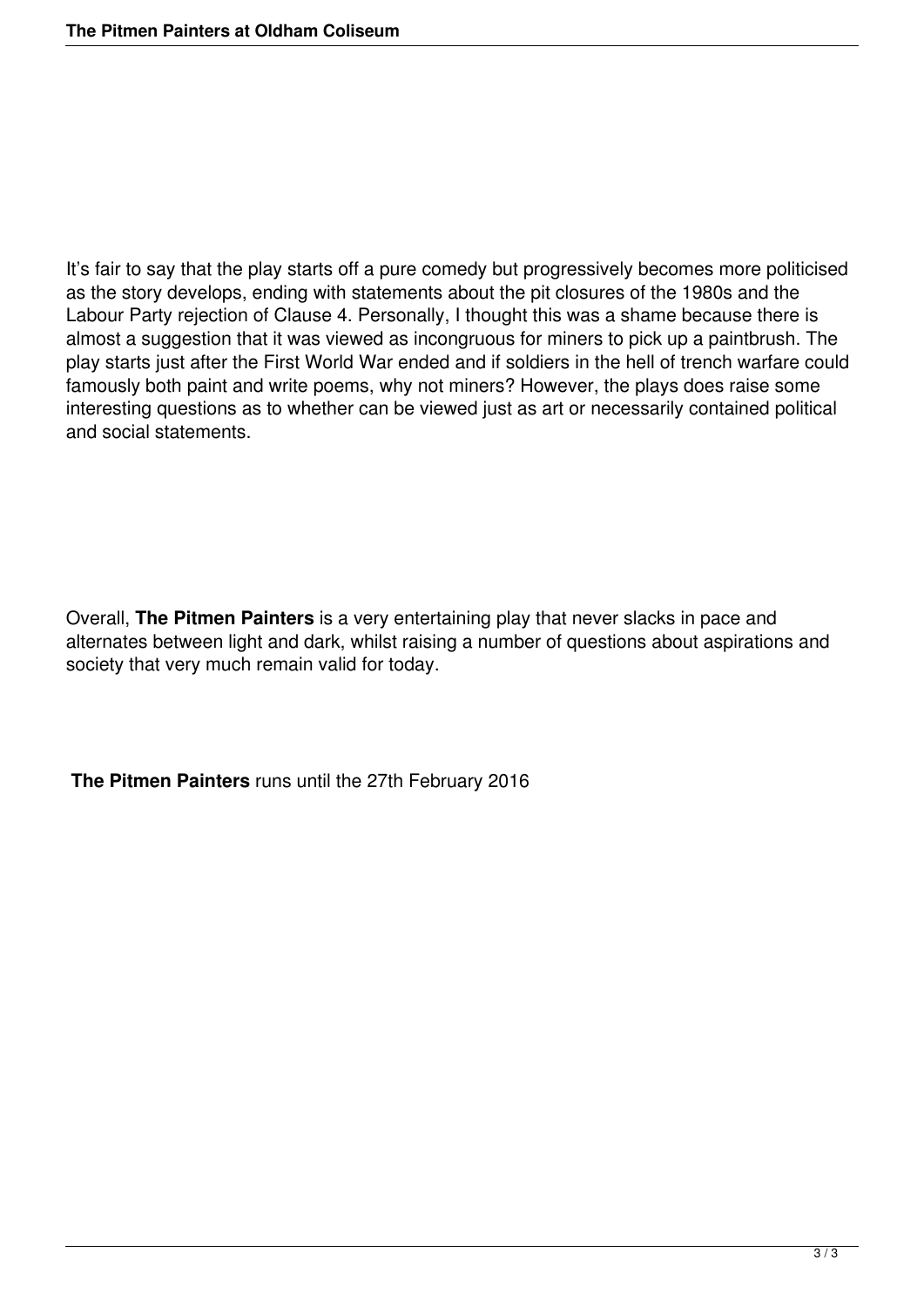It's fair to say that the play starts off a pure comedy but progressively becomes more politicised as the story develops, ending with statements about the pit closures of the 1980s and the Labour Party rejection of Clause 4. Personally, I thought this was a shame because there is almost a suggestion that it was viewed as incongruous for miners to pick up a paintbrush. The play starts just after the First World War ended and if soldiers in the hell of trench warfare could famously both paint and write poems, why not miners? However, the plays does raise some interesting questions as to whether can be viewed just as art or necessarily contained political and social statements.

Overall, **The Pitmen Painters** is a very entertaining play that never slacks in pace and alternates between light and dark, whilst raising a number of questions about aspirations and society that very much remain valid for today.

**The Pitmen Painters** runs until the 27th February 2016